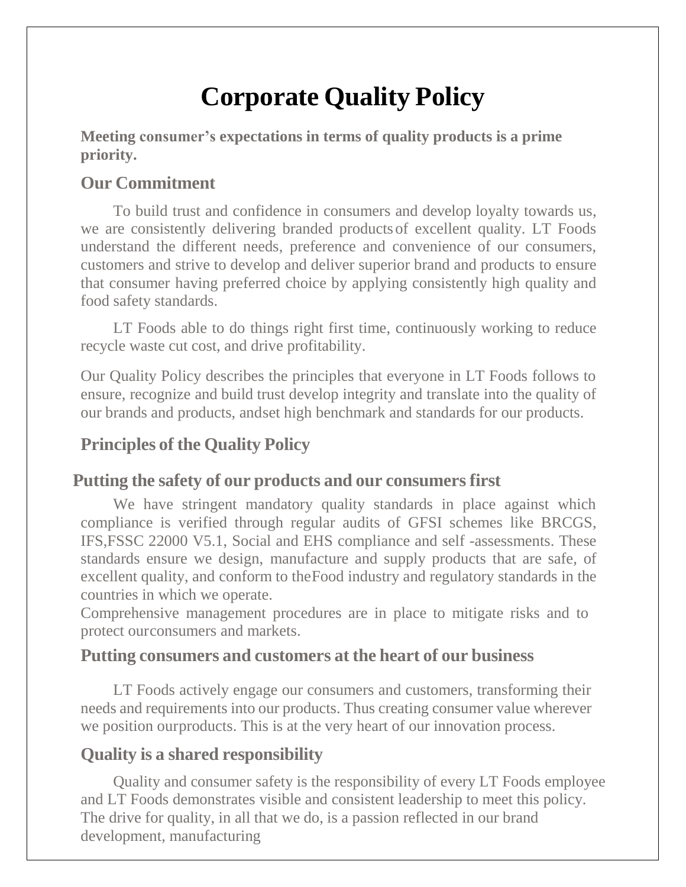# Corporate Quality Policy

**Meeting consumer's expectations in terms of quality products is a prime priority.**

## Our Commitment

To build trust and confidence in consumers and develop loyalty towards us, we are consistently delivering branded products of excellent quality. LT Foods understand the different needs, preference and convenience of our consumers, customers and strive to develop and deliver superior brand and products to ensure that consumer having preferred choice by applying consistently high quality and food safety standards.

LT Foods able to do things right first time, continuously working to reduce recycle waste cut cost, and drive profitability.

Our Quality Policy describes the principles that everyone in LT Foods follows to ensure, recognize and build trust develop integrity and translate into the quality of our brands and products, andset high benchmark and standards for our products.

## Principles of the Quality Policy

### Putting the safety of our products and our consumers first

We have stringent mandatory quality standards in place against which compliance is verified through regular audits of GFSI schemes like BRCGS, IFS,FSSC 22000 V5.1, Social and EHS compliance and self -assessments. These standards ensure we design, manufacture and supply products that are safe, of excellent quality, and conform to theFood industry and regulatory standards in the countries in which we operate.
Comprehensive management procedures are in place to mitigate risks and to protect ourconsumers and markets.

### Putting consumers and customers at the heart of our business

LT Foods actively engage our consumers and customers, transforming their needs and requirements into our products. Thus creating consumer value wherever we position ourproducts. This is at the very heart of our innovation process.

### Quality is a shared responsibility

Quality and consumer safety is the responsibility of every LT Foods employee and LT Foods demonstrates visible and consistent leadership to meet this policy. The drive for quality, in all that we do, is a passion reflected in our brand development, manufacturing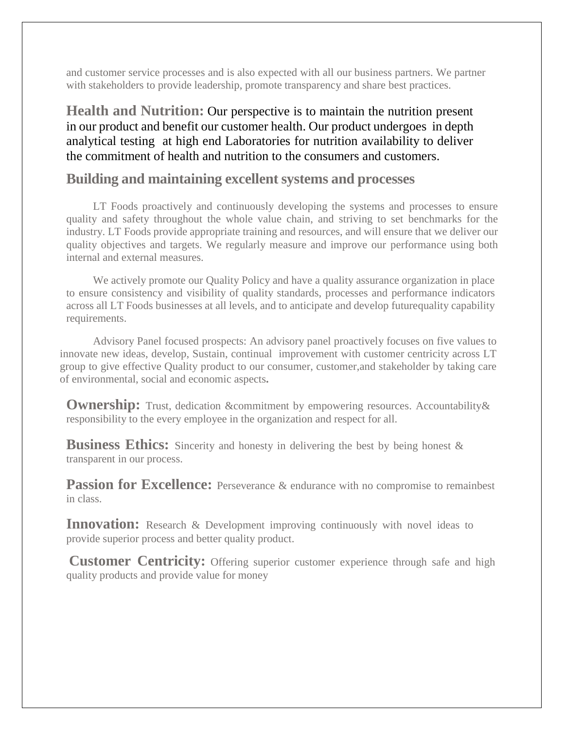and customer service processes and is also expected with all our business partners. We partner with stakeholders to provide leadership, promote transparency and share best practices.

**Health and Nutrition:** Our perspective is to maintain the nutrition present in our product and benefit our customer health. Our product undergoes in depth analytical testing at high end Laboratories for nutrition availability to deliver the commitment of health and nutrition to the consumers and customers.

## Building and maintaining excellent systems and processes

LT Foods proactively and continuously developing the systems and processes to ensure quality and safety throughout the whole value chain, and striving to set benchmarks for the industry. LT Foods provide appropriate training and resources, and will ensure that we deliver our quality objectives and targets. We regularly measure and improve our performance using both internal and external measures.

We actively promote our Quality Policy and have a quality assurance organization in place to ensure consistency and visibility of quality standards, processes and performance indicators across all LT Foods businesses at all levels, and to anticipate and develop futurequality capability requirements.

Advisory Panel focused prospects: An advisory panel proactively focuses on five values to innovate new ideas, develop, Sustain, continual improvement with customer centricity across LT group to give effective Quality product to our consumer, customer,and stakeholder by taking care of environmental, social and economic aspects**.**

**Ownership:** Trust, dedication &commitment by empowering resources. Accountability& responsibility to the every employee in the organization and respect for all.

**Business Ethics:** Sincerity and honesty in delivering the best by being honest & transparent in our process.

**Passion for Excellence:** Perseverance & endurance with no compromise to remainbest in class.

**Innovation:** Research & Development improving continuously with novel ideas to provide superior process and better quality product.

**Customer Centricity:** Offering superior customer experience through safe and high quality products and provide value for money